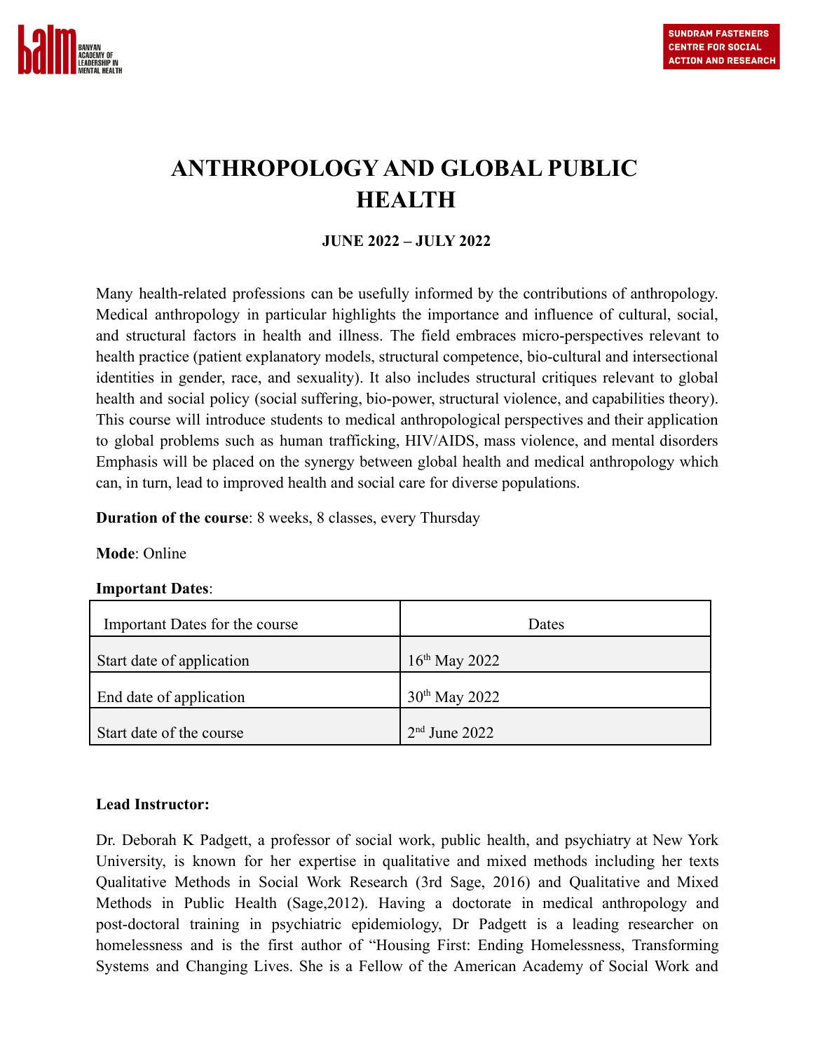BALM BANYAN ACADEMY OF LEADERSHIP IN MENTAL HEALTH

SUNDRAM FASTENERS CENTRE FOR SOCIAL ACTION AND RESEARCH

# ANTHROPOLOGY AND GLOBAL PUBLIC HEALTH

**JUNE 2022 – JULY 2022**

Many health-related professions can be usefully informed by the contributions of anthropology. Medical anthropology in particular highlights the importance and influence of cultural, social, and structural factors in health and illness. The field embraces micro-perspectives relevant to health practice (patient explanatory models, structural competence, bio-cultural and intersectional identities in gender, race, and sexuality). It also includes structural critiques relevant to global health and social policy (social suffering, bio-power, structural violence, and capabilities theory). This course will introduce students to medical anthropological perspectives and their application to global problems such as human trafficking, HIV/AIDS, mass violence, and mental disorders Emphasis will be placed on the synergy between global health and medical anthropology which can, in turn, lead to improved health and social care for diverse populations.

**Duration of the course**: 8 weeks, 8 classes, every Thursday

**Mode**: Online

**Important Dates**:

| Important Dates for the course | Dates |
|---|---|
| Start date of application | 16th May 2022 |
| End date of application | 30th May 2022 |
| Start date of the course | 2nd June 2022 |

**Lead Instructor:**

Dr. Deborah K Padgett, a professor of social work, public health, and psychiatry at New York University, is known for her expertise in qualitative and mixed methods including her texts Qualitative Methods in Social Work Research (3rd Sage, 2016) and Qualitative and Mixed Methods in Public Health (Sage,2012). Having a doctorate in medical anthropology and post-doctoral training in psychiatric epidemiology, Dr Padgett is a leading researcher on homelessness and is the first author of "Housing First: Ending Homelessness, Transforming Systems and Changing Lives. She is a Fellow of the American Academy of Social Work and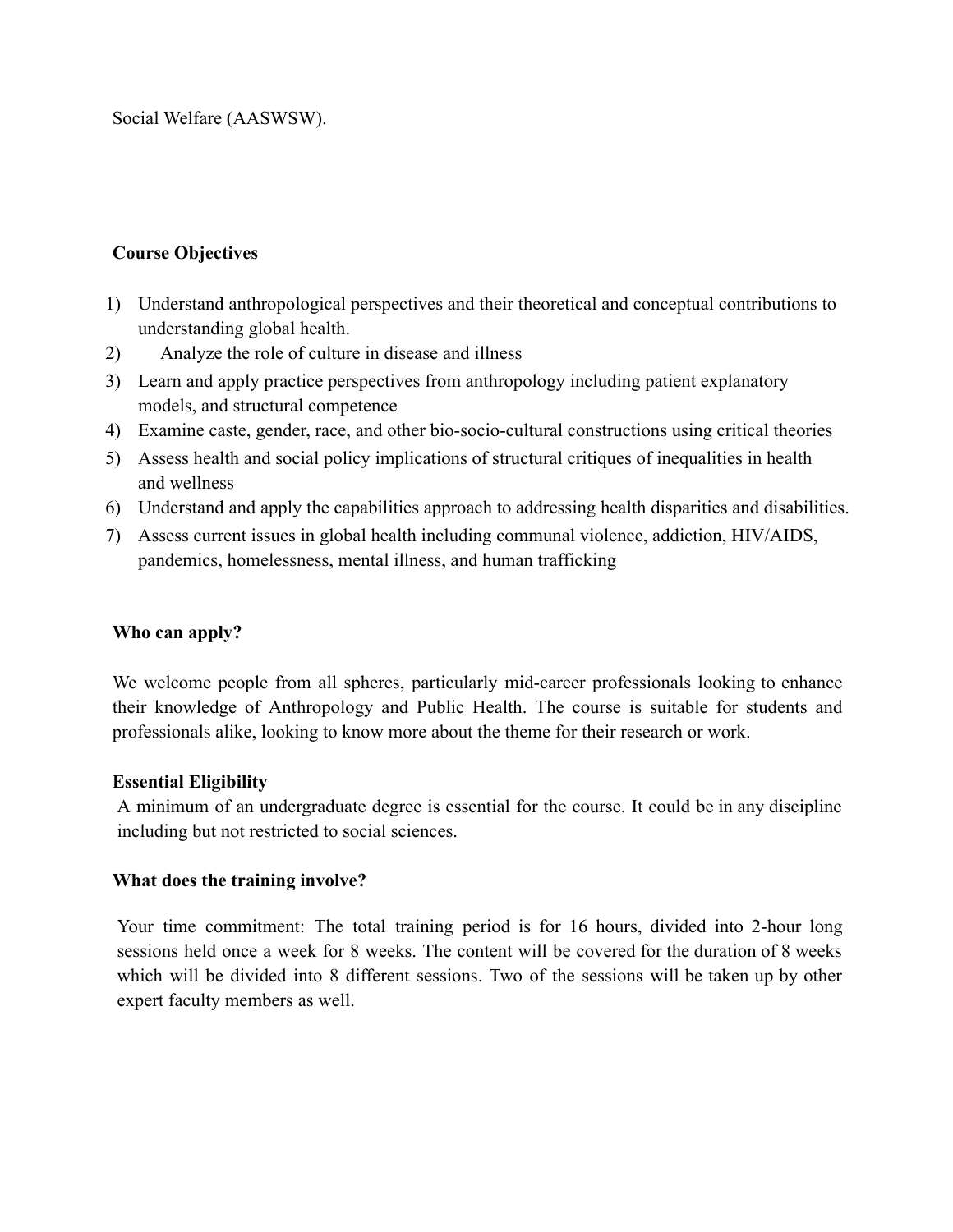Social Welfare (AASWSW).

**Course Objectives**

1) Understand anthropological perspectives and their theoretical and conceptual contributions to understanding global health.
2) Analyze the role of culture in disease and illness
3) Learn and apply practice perspectives from anthropology including patient explanatory models, and structural competence
4) Examine caste, gender, race, and other bio-socio-cultural constructions using critical theories
5) Assess health and social policy implications of structural critiques of inequalities in health and wellness
6) Understand and apply the capabilities approach to addressing health disparities and disabilities.
7) Assess current issues in global health including communal violence, addiction, HIV/AIDS, pandemics, homelessness, mental illness, and human trafficking

**Who can apply?**

We welcome people from all spheres, particularly mid-career professionals looking to enhance their knowledge of Anthropology and Public Health. The course is suitable for students and professionals alike, looking to know more about the theme for their research or work.

**Essential Eligibility**

A minimum of an undergraduate degree is essential for the course. It could be in any discipline including but not restricted to social sciences.

**What does the training involve?**

Your time commitment: The total training period is for 16 hours, divided into 2-hour long sessions held once a week for 8 weeks. The content will be covered for the duration of 8 weeks which will be divided into 8 different sessions. Two of the sessions will be taken up by other expert faculty members as well.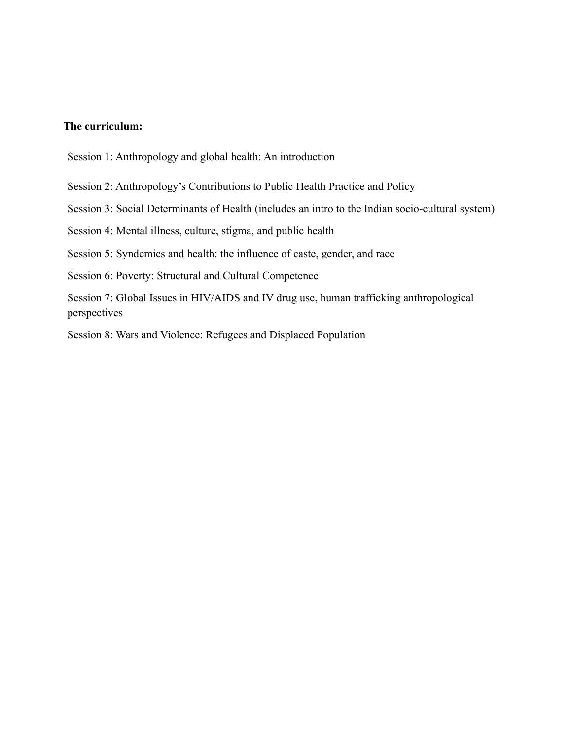**The curriculum:**

Session 1: Anthropology and global health: An introduction

Session 2: Anthropology's Contributions to Public Health Practice and Policy

Session 3: Social Determinants of Health (includes an intro to the Indian socio-cultural system)

Session 4: Mental illness, culture, stigma, and public health

Session 5: Syndemics and health: the influence of caste, gender, and race

Session 6: Poverty: Structural and Cultural Competence

Session 7: Global Issues in HIV/AIDS and IV drug use, human trafficking anthropological perspectives

Session 8: Wars and Violence: Refugees and Displaced Population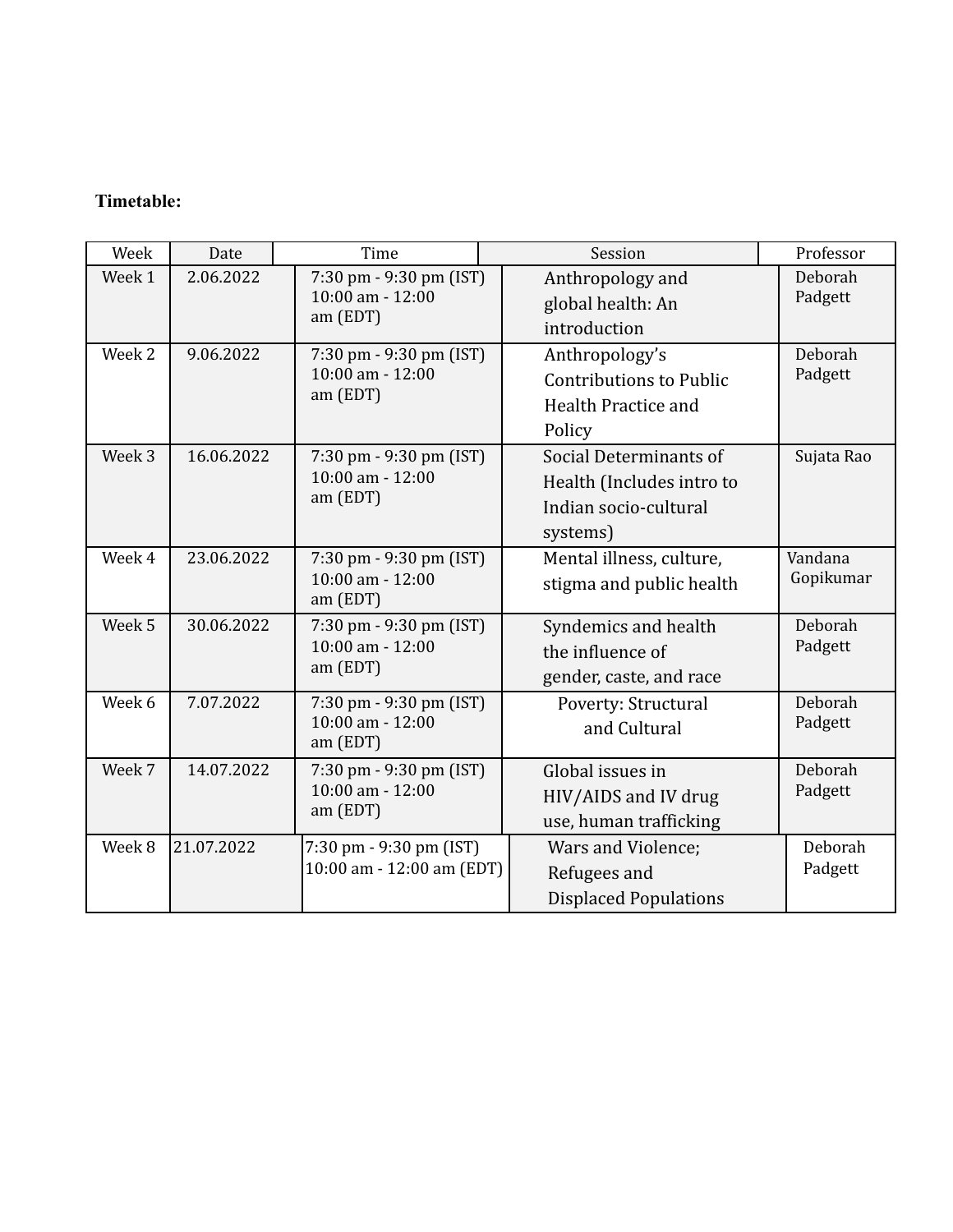**Timetable:**

| Week | Date | Time | Session | Professor |
|---|---|---|---|---|
| Week 1 | 2.06.2022 | 7:30 pm - 9:30 pm (IST) 10:00 am - 12:00 am (EDT) | Anthropology and global health: An introduction | Deborah Padgett |
| Week 2 | 9.06.2022 | 7:30 pm - 9:30 pm (IST) 10:00 am - 12:00 am (EDT) | Anthropology's Contributions to Public Health Practice and Policy | Deborah Padgett |
| Week 3 | 16.06.2022 | 7:30 pm - 9:30 pm (IST) 10:00 am - 12:00 am (EDT) | Social Determinants of Health (Includes intro to Indian socio-cultural systems) | Sujata Rao |
| Week 4 | 23.06.2022 | 7:30 pm - 9:30 pm (IST) 10:00 am - 12:00 am (EDT) | Mental illness, culture, stigma and public health | Vandana Gopikumar |
| Week 5 | 30.06.2022 | 7:30 pm - 9:30 pm (IST) 10:00 am - 12:00 am (EDT) | Syndemics and health the influence of gender, caste, and race | Deborah Padgett |
| Week 6 | 7.07.2022 | 7:30 pm - 9:30 pm (IST) 10:00 am - 12:00 am (EDT) | Poverty: Structural and Cultural | Deborah Padgett |
| Week 7 | 14.07.2022 | 7:30 pm - 9:30 pm (IST) 10:00 am - 12:00 am (EDT) | Global issues in HIV/AIDS and IV drug use, human trafficking | Deborah Padgett |
| Week 8 | 21.07.2022 | 7:30 pm - 9:30 pm (IST) 10:00 am - 12:00 am (EDT) | Wars and Violence; Refugees and Displaced Populations | Deborah Padgett |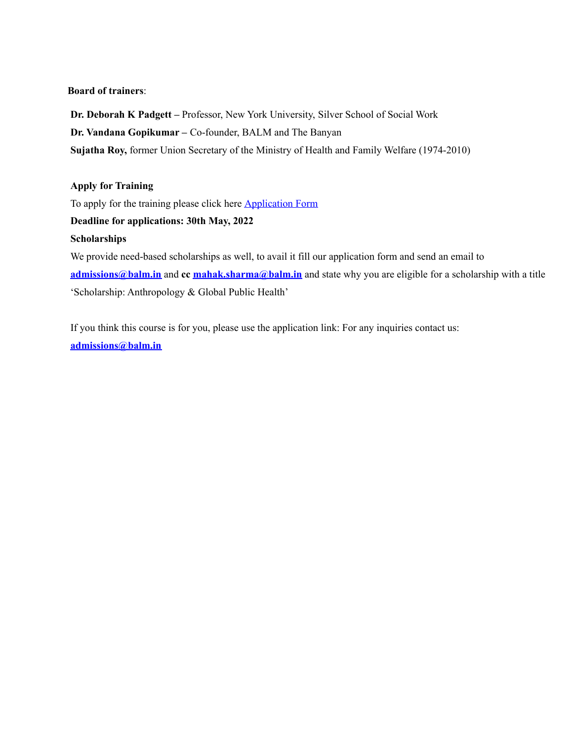**Board of trainers**:

**Dr. Deborah K Padgett –** Professor, New York University, Silver School of Social Work

**Dr. Vandana Gopikumar –** Co-founder, BALM and The Banyan

**Sujatha Roy,** former Union Secretary of the Ministry of Health and Family Welfare (1974-2010)

**Apply for Training**

To apply for the training please click here Application Form

**Deadline for applications: 30th May, 2022**

**Scholarships**

We provide need-based scholarships as well, to avail it fill our application form and send an email to **admissions@balm.in** and **cc** **mahak.sharma@balm.in** and state why you are eligible for a scholarship with a title 'Scholarship: Anthropology & Global Public Health'

If you think this course is for you, please use the application link: For any inquiries contact us: **admissions@balm.in**